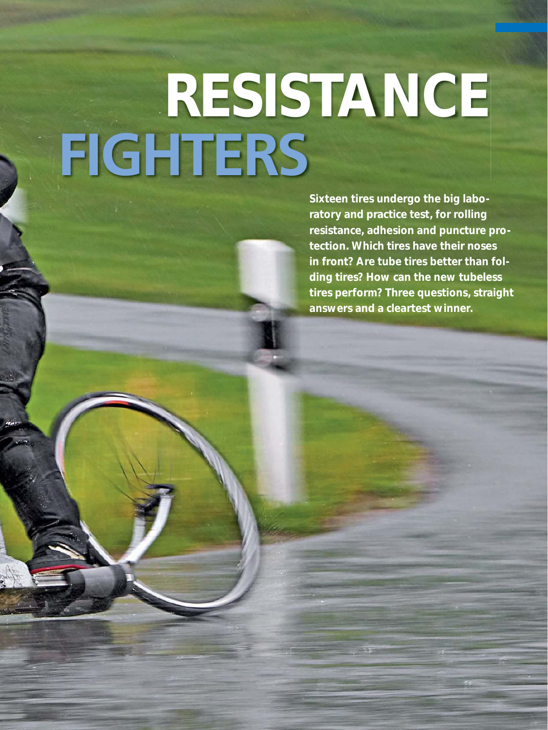# RESISTANCE FIGHTERS

**Sixteen tires undergo the big laboratory and practice test, for rolling resistance, adhesion and puncture protection. Which tires have their noses in front? Are tube tires better than folding tires? How can the new tubeless tires perform? Three questions, straight answers and a cleartest winner.**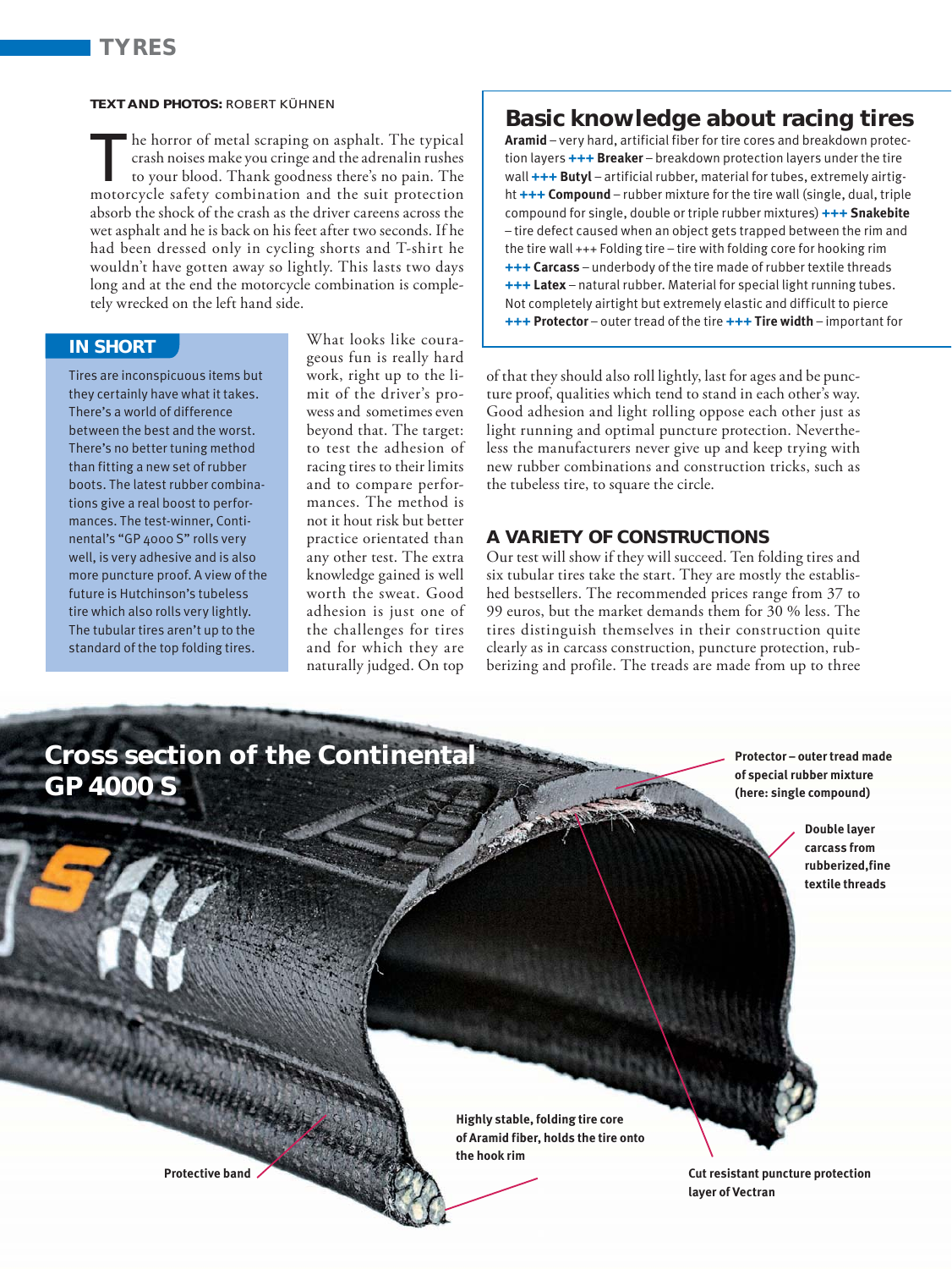**TEXT AND PHOTOS:** ROBERT KÜHNEN

The horror of metal scraping on asphalt. The typical crash noises make you cringe and the adrenalin rushes to your blood. Thank goodness there's no pain. The motorcycle safety combination and the suit protection absorb the shock of the crash as the driver careens across the wet asphalt and he is back on his feet after two seconds. If he had been dressed only in cycling shorts and T-shirt he wouldn't have gotten away so lightly. This lasts two days long and at the end the motorcycle combination is completely wrecked on the left hand side.

## IN SHORT

Tires are inconspicuous items but they certainly have what it takes. There's a world of difference between the best and the worst. There's no better tuning method than fitting a new set of rubber boots. The latest rubber combinations give a real boost to performances. The test-winner, Continental's "GP 4000 S" rolls very well, is very adhesive and is also more puncture proof. A view of the future is Hutchinson's tubeless tire which also rolls very lightly. The tubular tires aren't up to the standard of the top folding tires.

What looks like courageous fun is really hard work, right up to the limit of the driver's prowess and sometimes even beyond that. The target: to test the adhesion of racing tires to their limits and to compare performances. The method is not it hout risk but better practice orientated than any other test. The extra knowledge gained is well worth the sweat. Good adhesion is just one of the challenges for tires and for which they are naturally judged. On top of that they should also roll lightly, last for ages and be puncture proof, qualities which tend to stand in each other's way. Good adhesion and light rolling oppose each other just as light running and optimal puncture protection. Nevertheless the manufacturers never give up and keep trying with new rubber combinations and construction tricks, such as the tubeless tire, to square the circle.

## Basic knowledge about racing tires

**Aramid** – very hard, artificial fiber for tire cores and breakdown protection layers **+++ Breaker** – breakdown protection layers under the tire wall **+++ Butyl** – artificial rubber, material for tubes, extremely airtight **+++ Compound** – rubber mixture for the tire wall (single, dual, triple compound for single, double or triple rubber mixtures) **+++ Snakebite** – tire defect caused when an object gets trapped between the rim and the tire wall +++ Folding tire – tire with folding core for hooking rim **+++ Carcass** – underbody of the tire made of rubber textile threads **+++ Latex** – natural rubber. Material for special light running tubes. Not completely airtight but extremely elastic and difficult to pierce **+++ Protector** – outer tread of the tire **+++ Tire width** – important for

## A VARIETY OF CONSTRUCTIONS

Our test will show if they will succeed. Ten folding tires and six tubular tires take the start. They are mostly the established bestsellers. The recommended prices range from 37 to 99 euros, but the market demands them for 30 % less. The tires distinguish themselves in their construction quite clearly as in carcass construction, puncture protection, rubberizing and profile. The treads are made from up to three

## Cross section of the Continental GP 4000 S

**Protector – outer tread made of special rubber mixture (here: single compound)**

**Double layer carcass from rubberized,fine textile threads**

**Highly stable, folding tire core of Aramid fiber, holds the tire onto the hook rim**

**Protective band**

**Cut resistant puncture protection layer of Vectran**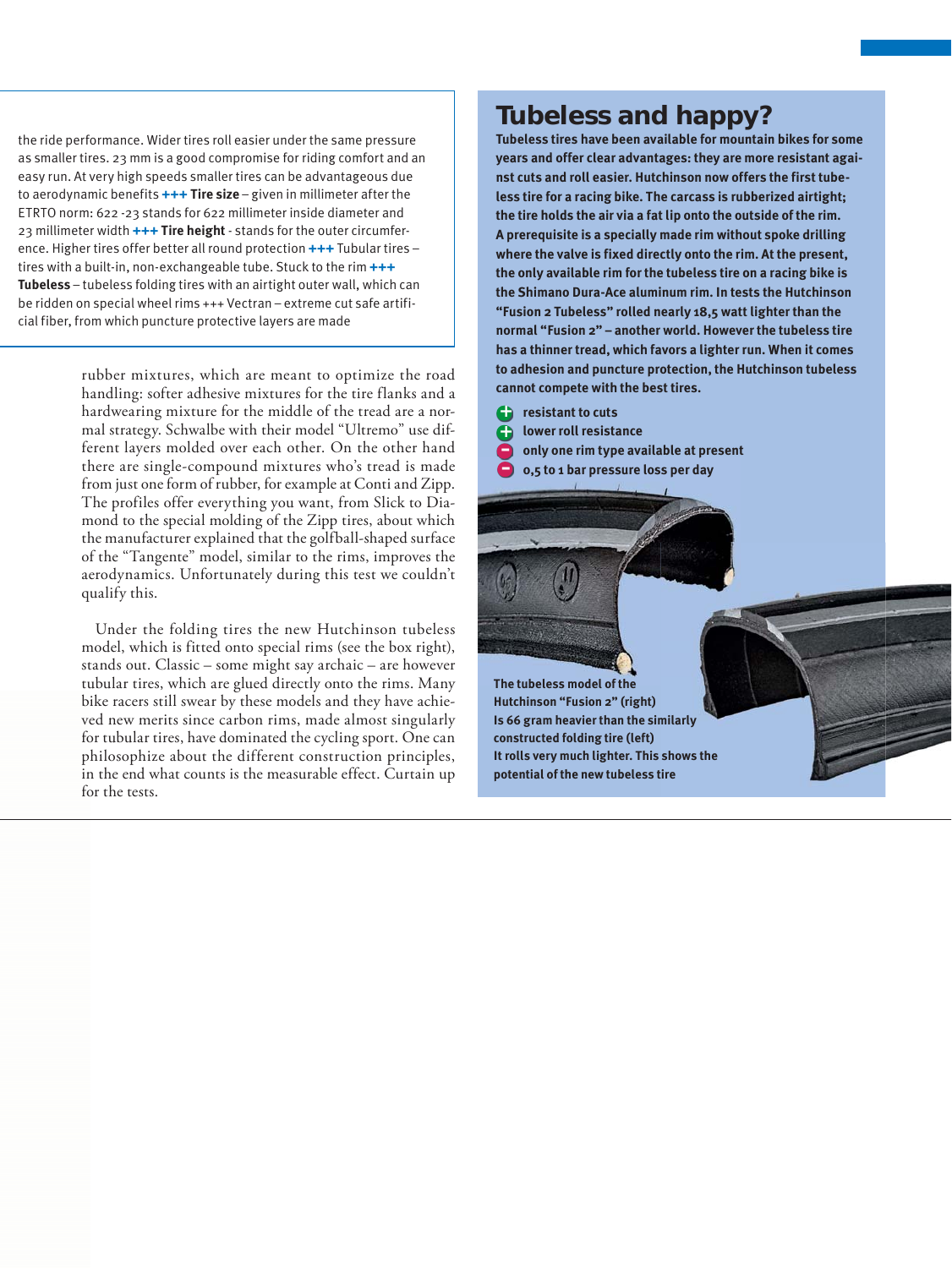the ride performance. Wider tires roll easier under the same pressure as smaller tires. 23 mm is a good compromise for riding comfort and an easy run. At very high speeds smaller tires can be advantageous due to aerodynamic benefits **+++ Tire size** – given in millimeter after the ETRTO norm: 622 -23 stands for 622 millimeter inside diameter and 23 millimeter width **+++ Tire height** - stands for the outer circumference. Higher tires offer better all round protection **+++** Tubular tires – tires with a built-in, non-exchangeable tube. Stuck to the rim **+++ Tubeless** – tubeless folding tires with an airtight outer wall, which can be ridden on special wheel rims +++ Vectran – extreme cut safe artificial fiber, from which puncture protective layers are made

rubber mixtures, which are meant to optimize the road handling: softer adhesive mixtures for the tire flanks and a hardwearing mixture for the middle of the tread are a normal strategy. Schwalbe with their model "Ultremo" use different layers molded over each other. On the other hand there are single-compound mixtures who's tread is made from just one form of rubber, for example at Conti and Zipp. The profiles offer everything you want, from Slick to Diamond to the special molding of the Zipp tires, about which the manufacturer explained that the golfball-shaped surface of the "Tangente" model, similar to the rims, improves the aerodynamics. Unfortunately during this test we couldn't qualify this.

Under the folding tires the new Hutchinson tubeless model, which is fitted onto special rims (see the box right), stands out. Classic – some might say archaic – are however tubular tires, which are glued directly onto the rims. Many bike racers still swear by these models and they have achieved new merits since carbon rims, made almost singularly for tubular tires, have dominated the cycling sport. One can philosophize about the different construction principles, in the end what counts is the measurable effect. Curtain up for the tests.

## Tubeless and happy?

**Tubeless tires have been available for mountain bikes for some years and offer clear advantages: they are more resistant against cuts and roll easier. Hutchinson now offers the first tubeless tire for a racing bike. The carcass is rubberized airtight; the tire holds the air via a fat lip onto the outside of the rim. A prerequisite is a specially made rim without spoke drilling where the valve is fixed directly onto the rim. At the present, the only available rim for the tubeless tire on a racing bike is the Shimano Dura-Ace aluminum rim. In tests the Hutchinson "Fusion 2 Tubeless" rolled nearly 18,5 watt lighter than the normal "Fusion 2" – another world. However the tubeless tire has a thinner tread, which favors a lighter run. When it comes to adhesion and puncture protection, the Hutchinson tubeless cannot compete with the best tires.**

- **+ resistant to cuts**
- **+ lower roll resistance**
- **– only one rim type available at present**
- **– 0,5 to 1 bar pressure loss per day**

**The tubeless model of the Hutchinson "Fusion 2" (right) Is 66 gram heavier than the similarly constructed folding tire (left) It rolls very much lighter. This shows the potential of the new tubeless tire**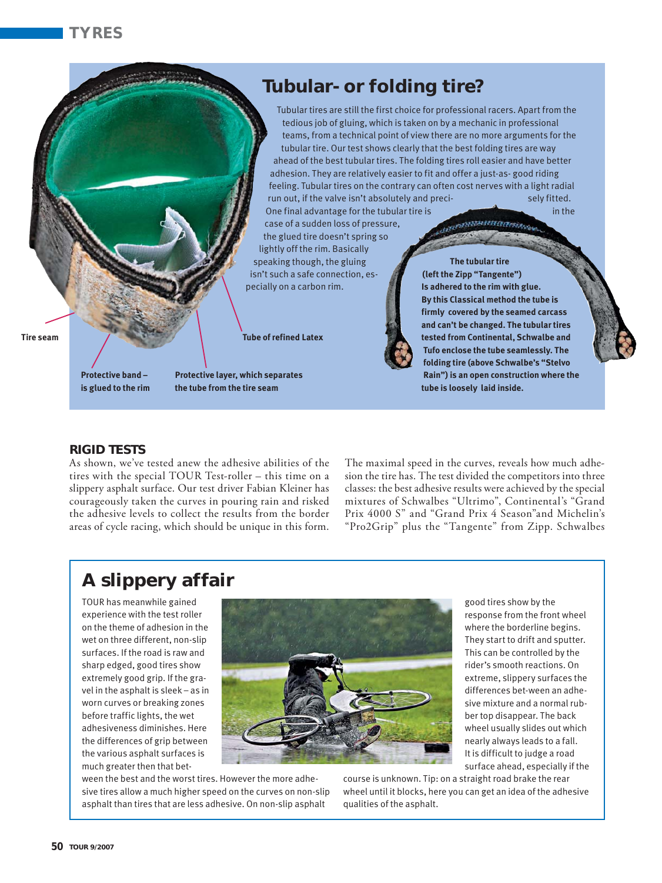## Tubular- or folding tire?

Tubular tires are still the first choice for professional racers. Apart from the tedious job of gluing, which is taken on by a mechanic in professional teams, from a technical point of view there are no more arguments for the tubular tire. Our test shows clearly that the best folding tires are way ahead of the best tubular tires. The folding tires roll easier and have better adhesion. They are relatively easier to fit and offer a just-as- good riding feeling. Tubular tires on the contrary can often cost nerves with a light radial run out, if the valve isn't absolutely and precisely fitted. One final advantage for the tubular tire is in the case of a sudden loss of pressure, the glued tire doesn't spring so lightly off the rim. Basically speaking though, the gluing isn't such a safe connection, especially on a carbon rim.

Tire seam

Tube of refined Latex

Protective band – is glued to the rim

Protective layer, which separates the tube from the tire seam

**The tubular tire (left the Zipp "Tangente") Is adhered to the rim with glue. By this Classical method the tube is firmly covered by the seamed carcass and can't be changed. The tubular tires tested from Continental, Schwalbe and Tufo enclose the tube seamlessly. The folding tire (above Schwalbe's "Stelvo Rain") is an open construction where the tube is loosely laid inside.**

### RIGID TESTS

As shown, we've tested anew the adhesive abilities of the tires with the special TOUR Test-roller – this time on a slippery asphalt surface. Our test driver Fabian Kleiner has courageously taken the curves in pouring rain and risked the adhesive levels to collect the results from the border areas of cycle racing, which should be unique in this form. The maximal speed in the curves, reveals how much adhesion the tire has. The test divided the competitors into three classes: the best adhesive results were achieved by the special mixtures of Schwalbes "Ultrimo", Continental's "Grand Prix 4000 S" and "Grand Prix 4 Season"and Michelin's "Pro2Grip" plus the "Tangente" from Zipp. Schwalbes

## A slippery affair

TOUR has meanwhile gained experience with the test roller on the theme of adhesion in the wet on three different, non-slip surfaces. If the road is raw and sharp edged, good tires show extremely good grip. If the gravel in the asphalt is sleek – as in worn curves or breaking zones before traffic lights, the wet adhesiveness diminishes. Here the differences of grip between the various asphalt surfaces is much greater then that between the best and the worst tires. However the more adhesive tires allow a much higher speed on the curves on non-slip asphalt than tires that are less adhesive. On non-slip asphalt good tires show by the response from the front wheel where the borderline begins. They start to drift and sputter. This can be controlled by the rider's smooth reactions. On extreme, slippery surfaces the differences bet-ween an adhesive mixture and a normal rubber top disappear. The back wheel usually slides out which nearly always leads to a fall. It is difficult to judge a road surface ahead, especially if the course is unknown. Tip: on a straight road brake the rear wheel until it blocks, here you can get an idea of the adhesive qualities of the asphalt.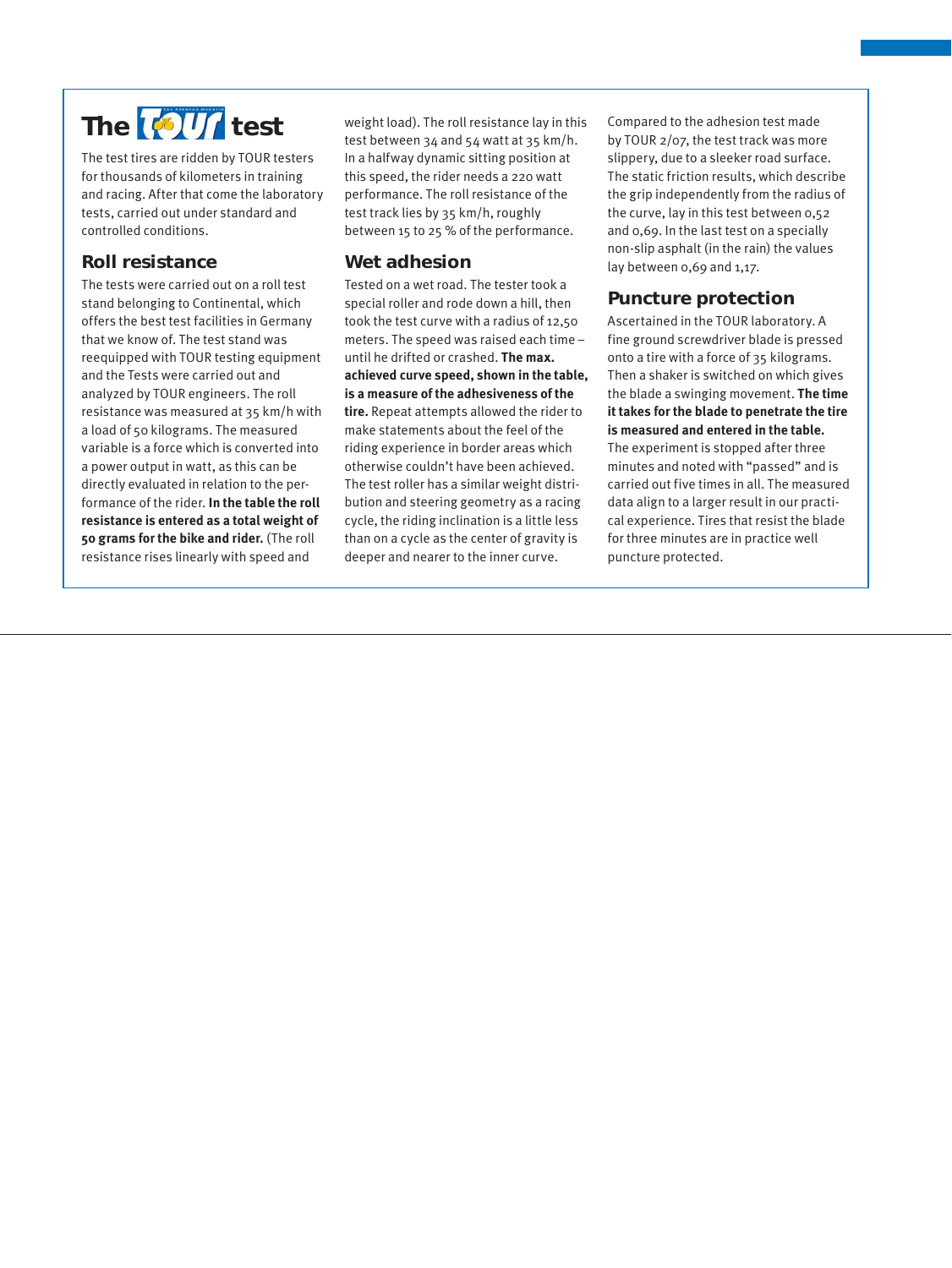# The TOUR test

The test tires are ridden by TOUR testers for thousands of kilometers in training and racing. After that come the laboratory tests, carried out under standard and controlled conditions.

## Roll resistance

The tests were carried out on a roll test stand belonging to Continental, which offers the best test facilities in Germany that we know of. The test stand was reequipped with TOUR testing equipment and the Tests were carried out and analyzed by TOUR engineers. The roll resistance was measured at 35 km/h with a load of 50 kilograms. The measured variable is a force which is converted into a power output in watt, as this can be directly evaluated in relation to the performance of the rider. **In the table the roll resistance is entered as a total weight of 50 grams for the bike and rider.** (The roll resistance rises linearly with speed and weight load). The roll resistance lay in this test between 34 and 54 watt at 35 km/h. In a halfway dynamic sitting position at this speed, the rider needs a 220 watt performance. The roll resistance of the test track lies by 35 km/h, roughly between 15 to 25 % of the performance.

## Wet adhesion

Tested on a wet road. The tester took a special roller and rode down a hill, then took the test curve with a radius of 12,50 meters. The speed was raised each time – until he drifted or crashed. **The max. achieved curve speed, shown in the table, is a measure of the adhesiveness of the tire.** Repeat attempts allowed the rider to make statements about the feel of the riding experience in border areas which otherwise couldn't have been achieved. The test roller has a similar weight distribution and steering geometry as a racing cycle, the riding inclination is a little less than on a cycle as the center of gravity is deeper and nearer to the inner curve.

Compared to the adhesion test made by TOUR 2/07, the test track was more slippery, due to a sleeker road surface. The static friction results, which describe the grip independently from the radius of the curve, lay in this test between 0,52 and 0,69. In the last test on a specially non-slip asphalt (in the rain) the values lay between 0,69 and 1,17.

## Puncture protection

Ascertained in the TOUR laboratory. A fine ground screwdriver blade is pressed onto a tire with a force of 35 kilograms. Then a shaker is switched on which gives the blade a swinging movement. **The time it takes for the blade to penetrate the tire is measured and entered in the table.** The experiment is stopped after three minutes and noted with "passed" and is carried out five times in all. The measured data align to a larger result in our practical experience. Tires that resist the blade for three minutes are in practice well puncture protected.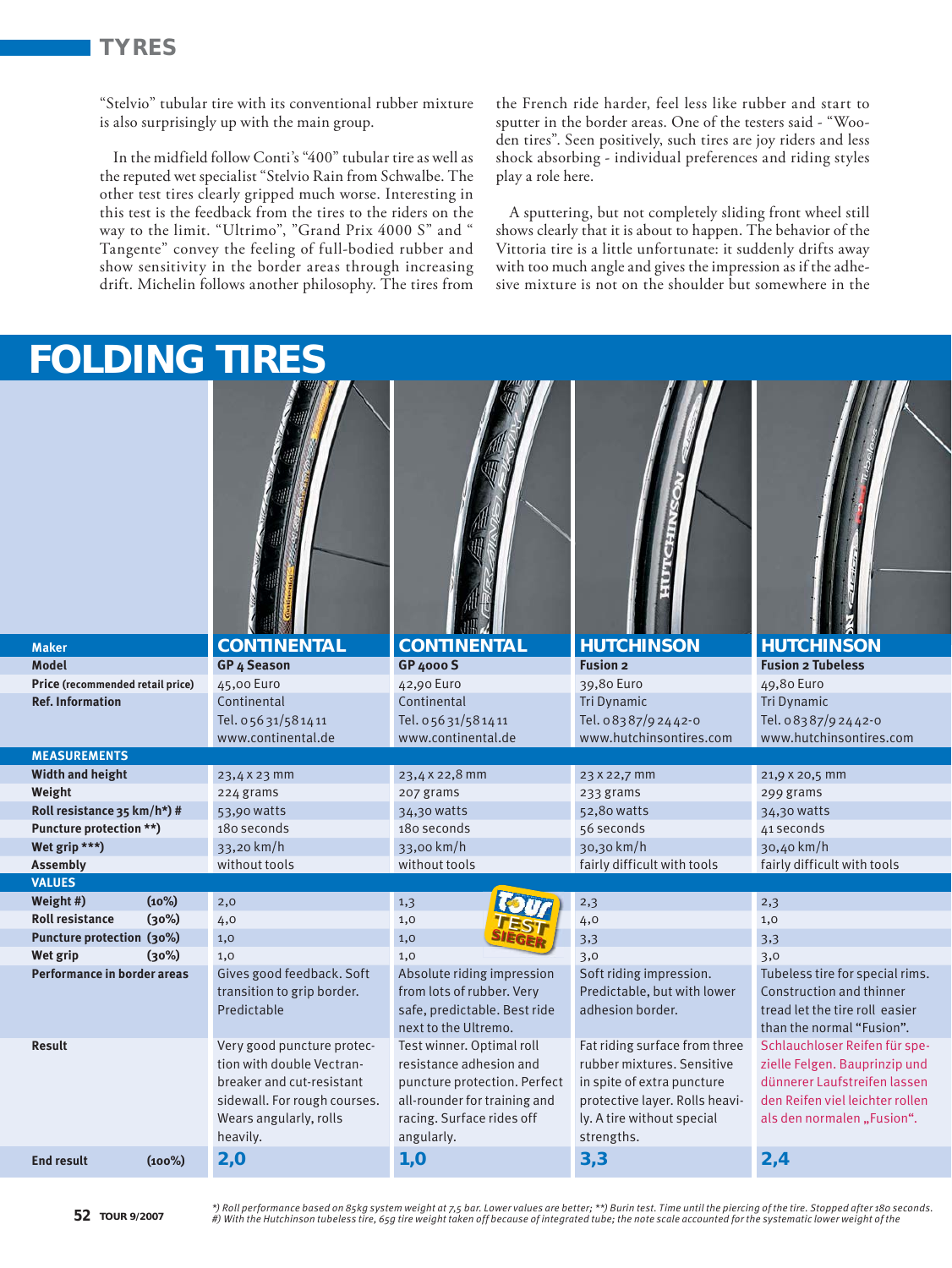"Stelvio" tubular tire with its conventional rubber mixture is also surprisingly up with the main group.

In the midfield follow Conti's "400" tubular tire as well as the reputed wet specialist "Stelvio Rain from Schwalbe. The other test tires clearly gripped much worse. Interesting in this test is the feedback from the tires to the riders on the way to the limit. "Ultrimo", "Grand Prix 4000 S" and " Tangente" convey the feeling of full-bodied rubber and show sensitivity in the border areas through increasing drift. Michelin follows another philosophy. The tires from the French ride harder, feel less like rubber and start to sputter in the border areas. One of the testers said - "Wooden tires". Seen positively, such tires are joy riders and less shock absorbing - individual preferences and riding styles play a role here.

A sputtering, but not completely sliding front wheel still shows clearly that it is about to happen. The behavior of the Vittoria tire is a little unfortunate: it suddenly drifts away with too much angle and gives the impression as if the adhesive mixture is not on the shoulder but somewhere in the

# FOLDING TIRES

| Maker | CONTINENTAL | CONTINENTAL | HUTCHINSON | HUTCHINSON |
|---|---|---|---|---|
| **Model** | **GP 4 Season** | **GP 4000 S** | **Fusion 2** | **Fusion 2 Tubeless** |
| **Price** (recommended retail price) | 45,00 Euro | 42,90 Euro | 39,80 Euro | 49,80 Euro |
| **Ref. Information** | Continental<br>Tel. 05631/581411<br>www.continental.de | Continental<br>Tel. 05631/581411<br>www.continental.de | Tri Dynamic<br>Tel. 08387/92442-0<br>www.hutchinsontires.com | Tri Dynamic<br>Tel. 08387/92442-0<br>www.hutchinsontires.com |
| **MEASUREMENTS** | | | | |
| **Width and height** | 23,4 x 23 mm | 23,4 x 22,8 mm | 23 x 22,7 mm | 21,9 x 20,5 mm |
| **Weight** | 224 grams | 207 grams | 233 grams | 299 grams |
| **Roll resistance 35 km/h\*) #** | 53,90 watts | 34,30 watts | 52,80 watts | 34,30 watts |
| **Puncture protection \*\*)** | 180 seconds | 180 seconds | 56 seconds | 41 seconds |
| **Wet grip \*\*\*)** | 33,20 km/h | 33,00 km/h | 30,30 km/h | 30,40 km/h |
| **Assembly** | without tools | without tools | fairly difficult with tools | fairly difficult with tools |
| **VALUES** | | | | |
| **Weight #)** (10%) | 2,0 | 1,3 | 2,3 | 2,3 |
| **Roll resistance** (30%) | 4,0 | 1,0 | 4,0 | 1,0 |
| **Puncture protection** (30%) | 1,0 | 1,0 | 3,3 | 3,3 |
| **Wet grip** (30%) | 1,0 | 1,0 | 3,0 | 3,0 |
| **Performance in border areas** | Gives good feedback. Soft transition to grip border. Predictable | Absolute riding impression from lots of rubber. Very safe, predictable. Best ride next to the Ultremo. | Soft riding impression. Predictable, but with lower adhesion border. | Tubeless tire for special rims. Construction and thinner tread let the tire roll easier than the normal "Fusion". |
| **Result** | Very good puncture protection with double Vectran-breaker and cut-resistant sidewall. For rough courses. Wears angularly, rolls heavily. | Test winner. Optimal roll resistance adhesion and puncture protection. Perfect all-rounder for training and racing. Surface rides off angularly. | Fat riding surface from three rubber mixtures. Sensitive in spite of extra puncture protective layer. Rolls heavily. A tire without special strengths. | Schlauchloser Reifen für spezielle Felgen. Bauprinzip und dünnerer Laufstreifen lassen den Reifen viel leichter rollen als den normalen „Fusion". |
| **End result** (100%) | **2,0** | **1,0** | **3,3** | **2,4** |

Tour TEST SIEGER

*\*) Roll performance based on 85kg system weight at 7,5 bar. Lower values are better; \*\*) Burin test. Time until the piercing of the tire. Stopped after 180 seconds. #) With the Hutchinson tubeless tire, 65g tire weight taken off because of integrated tube; the note scale accounted for the systematic lower weight of the*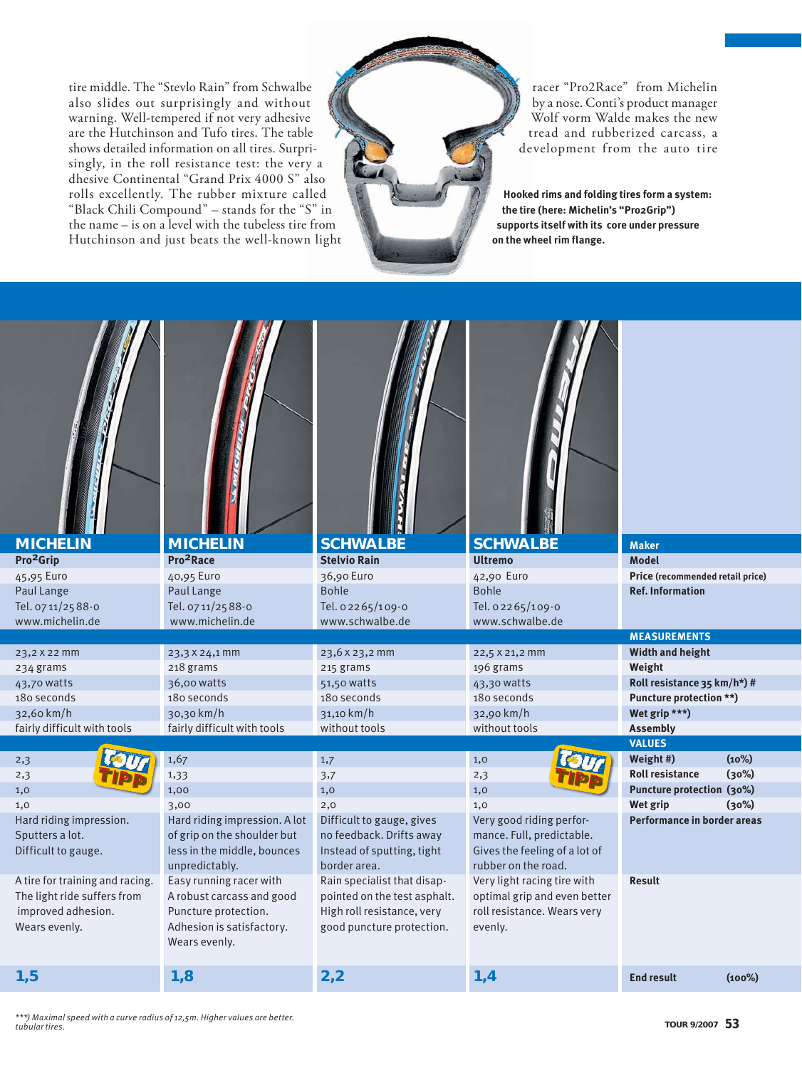tire middle. The "Stevlo Rain" from Schwalbe also slides out surprisingly and without warning. Well-tempered if not very adhesive are the Hutchinson and Tufo tires. The table shows detailed information on all tires. Surprisingly, in the roll resistance test: the very adhesive Continental "Grand Prix 4000 S" also rolls excellently. The rubber mixture called "Black Chili Compound" – stands for the "S" in the name – is on a level with the tubeless tire from Hutchinson and just beats the well-known light racer "Pro2Race" from Michelin by a nose. Conti's product manager Wolf vorm Walde makes the new tread and rubberized carcass, a development from the auto tire

**Hooked rims and folding tires form a system: the tire (here: Michelin's "Pro2Grip") supports itself with its core under pressure on the wheel rim flange.**

| **MICHELIN** | **MICHELIN** | **SCHWALBE** | **SCHWALBE** | **Maker** |
|---|---|---|---|---|
| **Pro²Grip** | **Pro²Race** | **Stelvio Rain** | **Ultremo** | **Model** |
| 45,95 Euro | 40,95 Euro | 36,90 Euro | 42,90 Euro | **Price** (recommended retail price) |
| Paul Lange<br>Tel. 07 11/25 88-0<br>www.michelin.de | Paul Lange<br>Tel. 07 11/25 88-0<br>www.michelin.de | Bohle<br>Tel. 0 22 65/109-0<br>www.schwalbe.de | Bohle<br>Tel. 0 22 65/109-0<br>www.schwalbe.de | **Ref. Information** |
| | | | | **MEASUREMENTS** |
| 23,2 x 22 mm | 23,3 x 24,1 mm | 23,6 x 23,2 mm | 22,5 x 21,2 mm | **Width and height** |
| 234 grams | 218 grams | 215 grams | 196 grams | **Weight** |
| 43,70 watts | 36,00 watts | 51,50 watts | 43,30 watts | **Roll resistance 35 km/h\*) #** |
| 180 seconds | 180 seconds | 180 seconds | 180 seconds | **Puncture protection \*\*)** |
| 32,60 km/h | 30,30 km/h | 31,10 km/h | 32,90 km/h | **Wet grip \*\*\*)** |
| fairly difficult with tools | fairly difficult with tools | without tools | without tools | **Assembly** |
| Tour Tipp | | | Tour Tipp | **VALUES** |
| 2,3 | 1,67 | 1,7 | 1,0 | **Weight #) (10%)** |
| 2,3 | 1,33 | 3,7 | 2,3 | **Roll resistance (30%)** |
| 1,0 | 1,00 | 1,0 | 1,0 | **Puncture protection (30%)** |
| 1,0 | 3,00 | 2,0 | 1,0 | **Wet grip (30%)** |
| Hard riding impression. Sputters a lot. Difficult to gauge. | Hard riding impression. A lot of grip on the shoulder but less in the middle, bounces unpredictably. | Difficult to gauge, gives no feedback. Drifts away Instead of sputting, tight border area. | Very good riding performance. Full, predictable. Gives the feeling of a lot of rubber on the road. | **Performance in border areas** |
| A tire for training and racing. The light ride suffers from improved adhesion. Wears evenly. | Easy running racer with A robust carcass and good Puncture protection. Adhesion is satisfactory. Wears evenly. | Rain specialist that disappointed on the test asphalt. High roll resistance, very good puncture protection. | Very light racing tire with optimal grip and even better roll resistance. Wears very evenly. | **Result** |
| **1,5** | **1,8** | **2,2** | **1,4** | **End result (100%)** |

*\*\*\*) Maximal speed with a curve radius of 12,5m. Higher values are better. tubular tires.*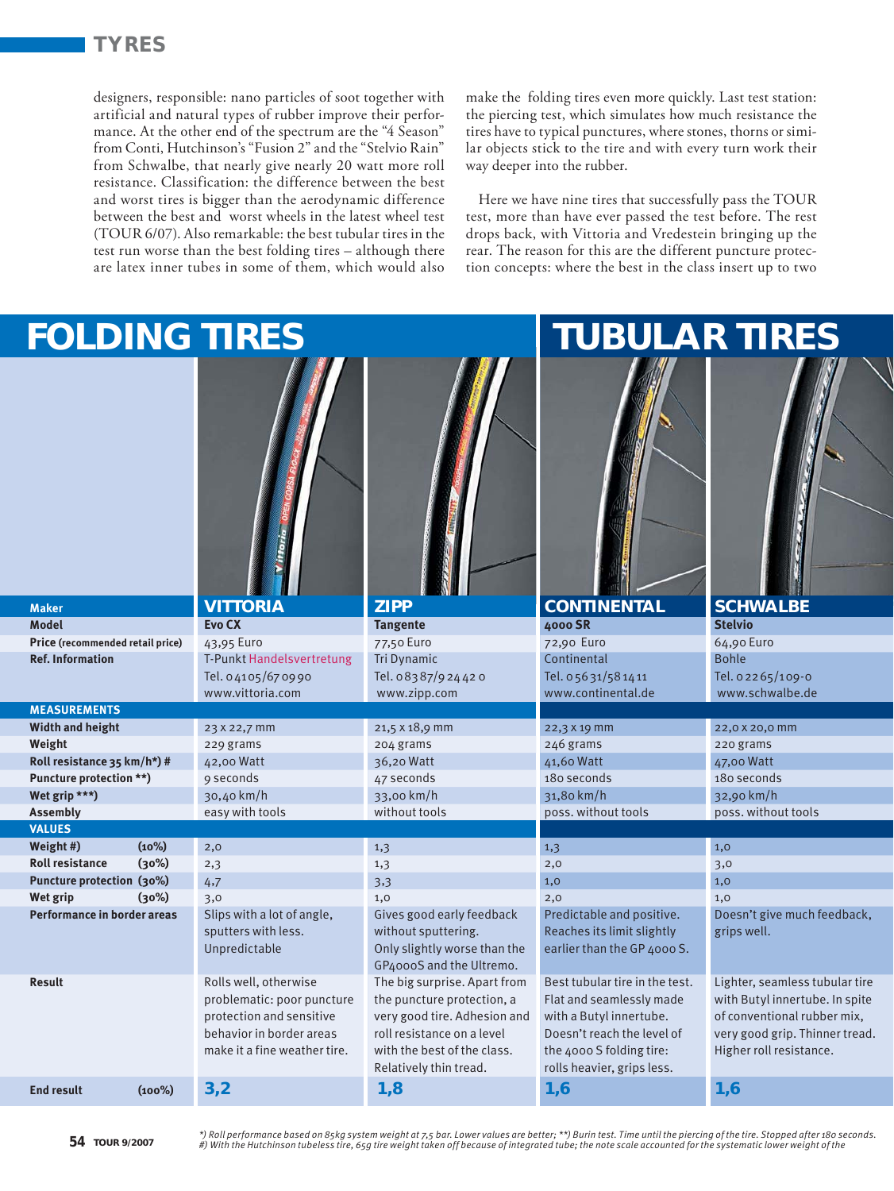designers, responsible: nano particles of soot together with artificial and natural types of rubber improve their performance. At the other end of the spectrum are the "4 Season" from Conti, Hutchinson's "Fusion 2" and the "Stelvio Rain" from Schwalbe, that nearly give nearly 20 watt more roll resistance. Classification: the difference between the best and worst tires is bigger than the aerodynamic difference between the best and worst wheels in the latest wheel test (TOUR 6/07). Also remarkable: the best tubular tires in the test run worse than the best folding tires – although there are latex inner tubes in some of them, which would also make the folding tires even more quickly. Last test station: the piercing test, which simulates how much resistance the tires have to typical punctures, where stones, thorns or similar objects stick to the tire and with every turn work their way deeper into the rubber.

Here we have nine tires that successfully pass the TOUR test, more than have ever passed the test before. The rest drops back, with Vittoria and Vredestein bringing up the rear. The reason for this are the different puncture protection concepts: where the best in the class insert up to two

# FOLDING TIRES / TUBULAR TIRES

| | FOLDING TIRES | | TUBULAR TIRES | |
|---|---|---|---|---|
| **Maker** | **VITTORIA** | **ZIPP** | **CONTINENTAL** | **SCHWALBE** |
| **Model** | **Evo CX** | **Tangente** | **4000 SR** | **Stelvio** |
| **Price** (recommended retail price) | 43,95 Euro | 77,50 Euro | 72,90 Euro | 64,90 Euro |
| **Ref. Information** | T-Punkt Handelsvertretung Tel. 04105/670990 www.vittoria.com | Tri Dynamic Tel. 08387/924420 www.zipp.com | Continental Tel. 05631/581411 www.continental.de | Bohle Tel. 02265/109-0 www.schwalbe.de |
| **MEASUREMENTS** | | | | |
| **Width and height** | 23 x 22,7 mm | 21,5 x 18,9 mm | 22,3 x 19 mm | 22,0 x 20,0 mm |
| **Weight** | 229 grams | 204 grams | 246 grams | 220 grams |
| **Roll resistance 35 km/h*) #** | 42,00 Watt | 36,20 Watt | 41,60 Watt | 47,00 Watt |
| **Puncture protection \*\*)** | 9 seconds | 47 seconds | 180 seconds | 180 seconds |
| **Wet grip \*\*\*)** | 30,40 km/h | 33,00 km/h | 31,80 km/h | 32,90 km/h |
| **Assembly** | easy with tools | without tools | poss. without tools | poss. without tools |
| **VALUES** | | | | |
| **Weight #)** (10%) | 2,0 | 1,3 | 1,3 | 1,0 |
| **Roll resistance** (30%) | 2,3 | 1,3 | 2,0 | 3,0 |
| **Puncture protection** (30%) | 4,7 | 3,3 | 1,0 | 1,0 |
| **Wet grip** (30%) | 3,0 | 1,0 | 2,0 | 1,0 |
| **Performance in border areas** | Slips with a lot of angle, sputters with less. Unpredictable | Gives good early feedback without sputtering. Only slightly worse than the GP4000S and the Ultremo. | Predictable and positive. Reaches its limit slightly earlier than the GP 4000 S. | Doesn't give much feedback, grips well. |
| **Result** | Rolls well, otherwise problematic: poor puncture protection and sensitive behavior in border areas make it a fine weather tire. | The big surprise. Apart from the puncture protection, a very good tire. Adhesion and roll resistance on a level with the best of the class. Relatively thin tread. | Best tubular tire in the test. Flat and seamlessly made with a Butyl innertube. Doesn't reach the level of the 4000 S folding tire: rolls heavier, grips less. | Lighter, seamless tubular tire with Butyl innertube. In spite of conventional rubber mix, very good grip. Thinner tread. Higher roll resistance. |
| **End result** (100%) | **3,2** | **1,8** | **1,6** | **1,6** |

*\*) Roll performance based on 85kg system weight at 7,5 bar. Lower values are better; \*\*) Burin test. Time until the piercing of the tire. Stopped after 180 seconds. #) With the Hutchinson tubeless tire, 65g tire weight taken off because of integrated tube; the note scale accounted for the systematic lower weight of the*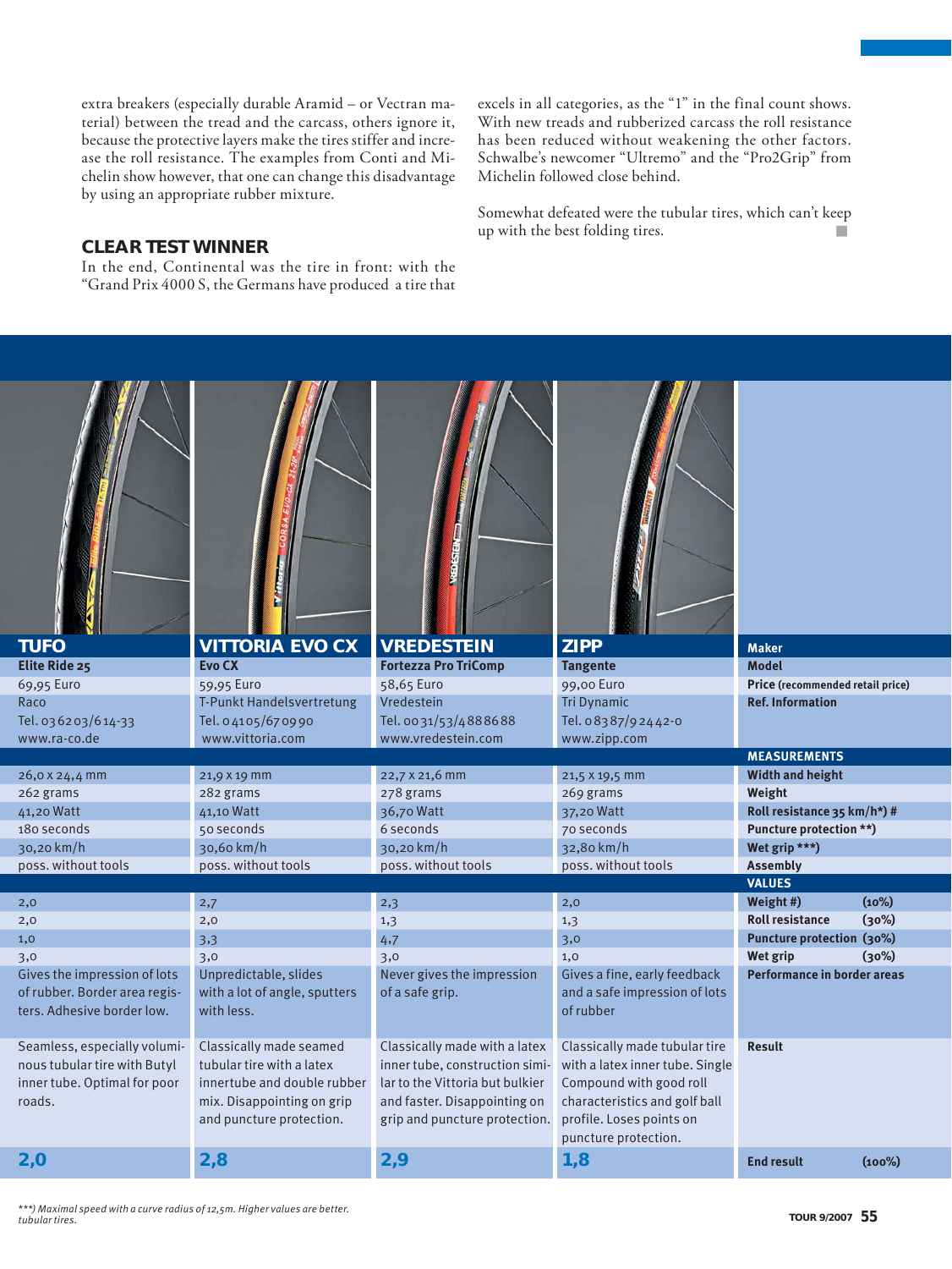extra breakers (especially durable Aramid – or Vectran material) between the tread and the carcass, others ignore it, because the protective layers make the tires stiffer and increase the roll resistance. The examples from Conti and Michelin show however, that one can change this disadvantage by using an appropriate rubber mixture.

## CLEAR TEST WINNER

In the end, Continental was the tire in front: with the "Grand Prix 4000 S, the Germans have produced a tire that excels in all categories, as the "1" in the final count shows. With new treads and rubberized carcass the roll resistance has been reduced without weakening the other factors. Schwalbe's newcomer "Ultremo" and the "Pro2Grip" from Michelin followed close behind.

Somewhat defeated were the tubular tires, which can't keep up with the best folding tires.

| TUFO | VITTORIA EVO CX | VREDESTEIN | ZIPP | Maker |
|---|---|---|---|---|
| **Elite Ride 25** | **Evo CX** | **Fortezza Pro TriComp** | **Tangente** | **Model** |
| 69,95 Euro | 59,95 Euro | 58,65 Euro | 99,00 Euro | **Price** (recommended retail price) |
| Raco Tel. 036203/614-33 www.ra-co.de | T-Punkt Handelsvertretung Tel. 04105/670990 www.vittoria.com | Vredestein Tel. 0031/53/4888688 www.vredestein.com | Tri Dynamic Tel. 08387/92442-0 www.zipp.com | **Ref. Information** |
| | | | | **MEASUREMENTS** |
| 26,0 x 24,4 mm | 21,9 x 19 mm | 22,7 x 21,6 mm | 21,5 x 19,5 mm | **Width and height** |
| 262 grams | 282 grams | 278 grams | 269 grams | **Weight** |
| 41,20 Watt | 41,10 Watt | 36,70 Watt | 37,20 Watt | **Roll resistance 35 km/h\*) #** |
| 180 seconds | 50 seconds | 6 seconds | 70 seconds | **Puncture protection \*\*)** |
| 30,20 km/h | 30,60 km/h | 30,20 km/h | 32,80 km/h | **Wet grip \*\*\*)** |
| poss. without tools | poss. without tools | poss. without tools | poss. without tools | **Assembly** |
| | | | | **VALUES** |
| 2,0 | 2,7 | 2,3 | 2,0 | **Weight #)** (10%) |
| 2,0 | 2,0 | 1,3 | 1,3 | **Roll resistance** (30%) |
| 1,0 | 3,3 | 4,7 | 3,0 | **Puncture protection** (30%) |
| 3,0 | 3,0 | 3,0 | 1,0 | **Wet grip** (30%) |
| Gives the impression of lots of rubber. Border area registers. Adhesive border low. | Unpredictable, slides with a lot of angle, sputters with less. | Never gives the impression of a safe grip. | Gives a fine, early feedback and a safe impression of lots of rubber | **Performance in border areas** |
| Seamless, especially voluminous tubular tire with Butyl inner tube. Optimal for poor roads. | Classically made seamed tubular tire with a latex innertube and double rubber mix. Disappointing on grip and puncture protection. | Classically made with a latex inner tube, construction similar to the Vittoria but bulkier and faster. Disappointing on grip and puncture protection. | Classically made tubular tire with a latex inner tube. Single Compound with good roll characteristics and golf ball profile. Loses points on puncture protection. | **Result** |
| **2,0** | **2,8** | **2,9** | **1,8** | **End result** (100%) |

*\*\*\*) Maximal speed with a curve radius of 12,5m. Higher values are better.*
*tubular tires.*